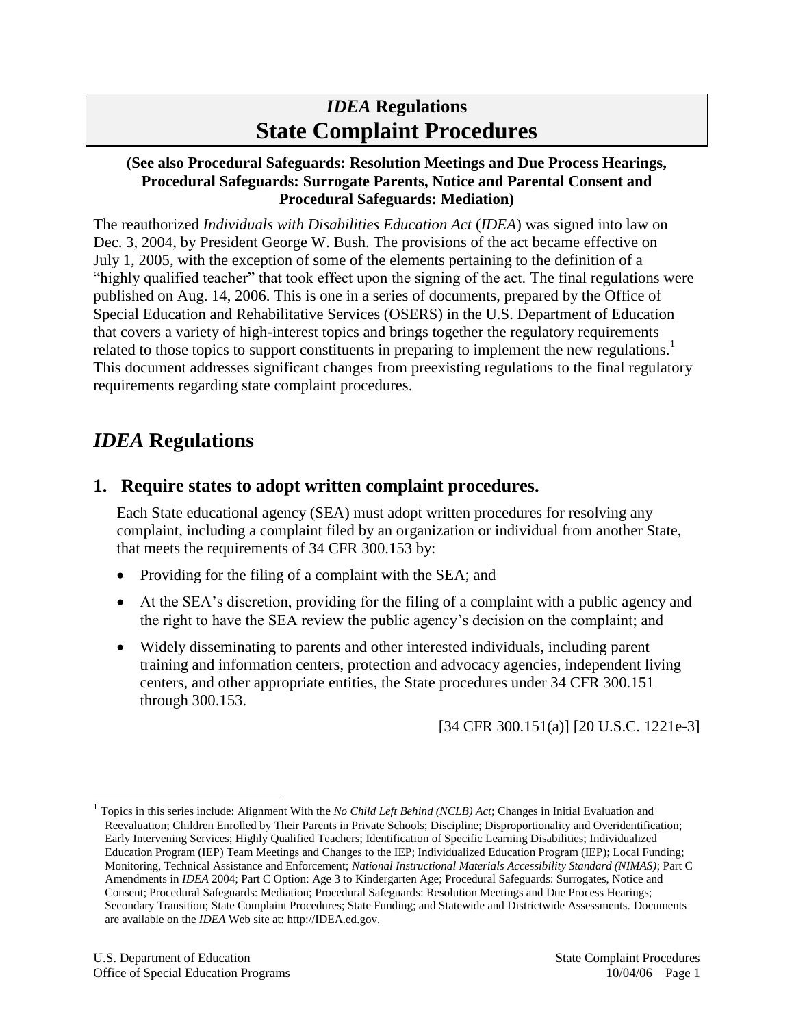# *IDEA* Regulations
# State Complaint Procedures

**(See also Procedural Safeguards: Resolution Meetings and Due Process Hearings, Procedural Safeguards: Surrogate Parents, Notice and Parental Consent and Procedural Safeguards: Mediation)**

The reauthorized *Individuals with Disabilities Education Act* (*IDEA*) was signed into law on Dec. 3, 2004, by President George W. Bush. The provisions of the act became effective on July 1, 2005, with the exception of some of the elements pertaining to the definition of a "highly qualified teacher" that took effect upon the signing of the act. The final regulations were published on Aug. 14, 2006. This is one in a series of documents, prepared by the Office of Special Education and Rehabilitative Services (OSERS) in the U.S. Department of Education that covers a variety of high-interest topics and brings together the regulatory requirements related to those topics to support constituents in preparing to implement the new regulations.[1] This document addresses significant changes from preexisting regulations to the final regulatory requirements regarding state complaint procedures.

## *IDEA* Regulations

### 1. Require states to adopt written complaint procedures.

Each State educational agency (SEA) must adopt written procedures for resolving any complaint, including a complaint filed by an organization or individual from another State, that meets the requirements of 34 CFR 300.153 by:

- Providing for the filing of a complaint with the SEA; and
- At the SEA's discretion, providing for the filing of a complaint with a public agency and the right to have the SEA review the public agency's decision on the complaint; and
- Widely disseminating to parents and other interested individuals, including parent training and information centers, protection and advocacy agencies, independent living centers, and other appropriate entities, the State procedures under 34 CFR 300.151 through 300.153.

[34 CFR 300.151(a)] [20 U.S.C. 1221e-3]

[1] Topics in this series include: Alignment With the *No Child Left Behind (NCLB) Act*; Changes in Initial Evaluation and Reevaluation; Children Enrolled by Their Parents in Private Schools; Discipline; Disproportionality and Overidentification; Early Intervening Services; Highly Qualified Teachers; Identification of Specific Learning Disabilities; Individualized Education Program (IEP) Team Meetings and Changes to the IEP; Individualized Education Program (IEP); Local Funding; Monitoring, Technical Assistance and Enforcement; *National Instructional Materials Accessibility Standard (NIMAS)*; Part C Amendments in *IDEA* 2004; Part C Option: Age 3 to Kindergarten Age; Procedural Safeguards: Surrogates, Notice and Consent; Procedural Safeguards: Mediation; Procedural Safeguards: Resolution Meetings and Due Process Hearings; Secondary Transition; State Complaint Procedures; State Funding; and Statewide and Districtwide Assessments. Documents are available on the *IDEA* Web site at: http://IDEA.ed.gov.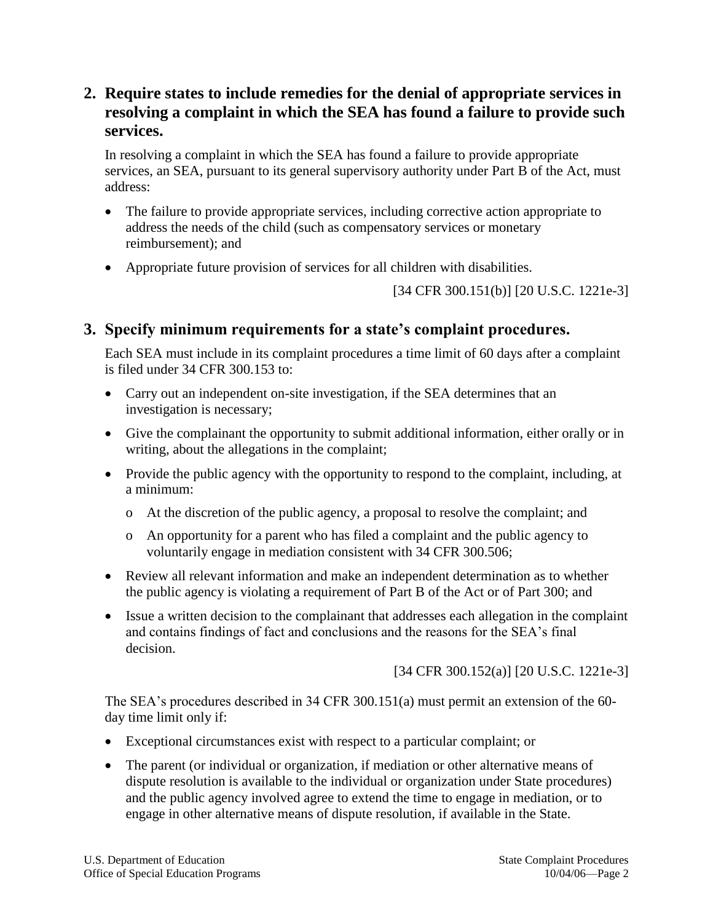## 2. Require states to include remedies for the denial of appropriate services in resolving a complaint in which the SEA has found a failure to provide such services.

In resolving a complaint in which the SEA has found a failure to provide appropriate services, an SEA, pursuant to its general supervisory authority under Part B of the Act, must address:

- The failure to provide appropriate services, including corrective action appropriate to address the needs of the child (such as compensatory services or monetary reimbursement); and
- Appropriate future provision of services for all children with disabilities.

[34 CFR 300.151(b)] [20 U.S.C. 1221e-3]

## 3. Specify minimum requirements for a state's complaint procedures.

Each SEA must include in its complaint procedures a time limit of 60 days after a complaint is filed under 34 CFR 300.153 to:

- Carry out an independent on-site investigation, if the SEA determines that an investigation is necessary;
- Give the complainant the opportunity to submit additional information, either orally or in writing, about the allegations in the complaint;
- Provide the public agency with the opportunity to respond to the complaint, including, at a minimum:
  - At the discretion of the public agency, a proposal to resolve the complaint; and
  - An opportunity for a parent who has filed a complaint and the public agency to voluntarily engage in mediation consistent with 34 CFR 300.506;
- Review all relevant information and make an independent determination as to whether the public agency is violating a requirement of Part B of the Act or of Part 300; and
- Issue a written decision to the complainant that addresses each allegation in the complaint and contains findings of fact and conclusions and the reasons for the SEA's final decision.

[34 CFR 300.152(a)] [20 U.S.C. 1221e-3]

The SEA's procedures described in 34 CFR 300.151(a) must permit an extension of the 60-day time limit only if:

- Exceptional circumstances exist with respect to a particular complaint; or
- The parent (or individual or organization, if mediation or other alternative means of dispute resolution is available to the individual or organization under State procedures) and the public agency involved agree to extend the time to engage in mediation, or to engage in other alternative means of dispute resolution, if available in the State.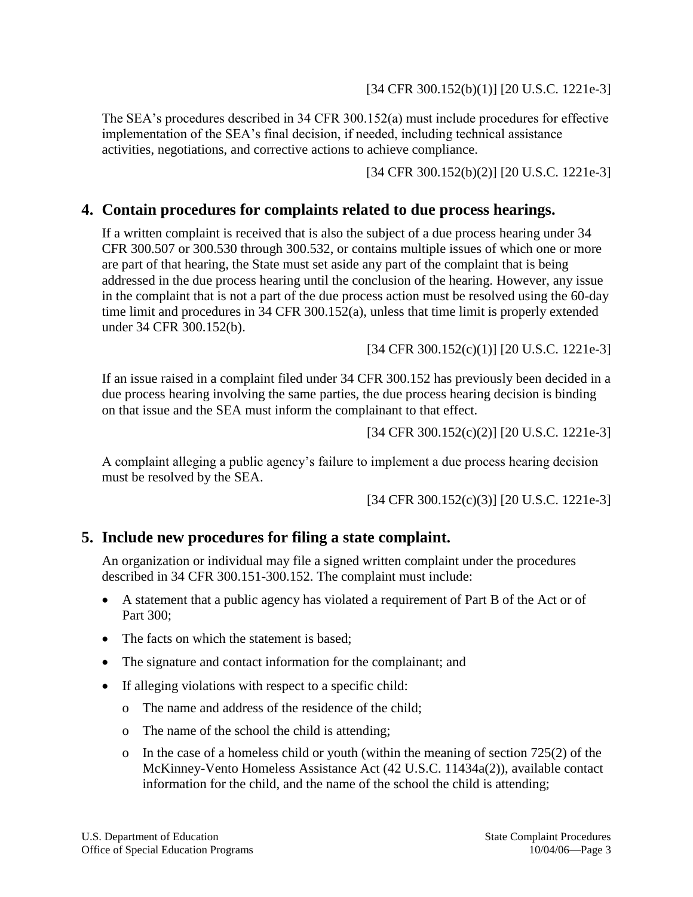[34 CFR 300.152(b)(1)] [20 U.S.C. 1221e-3]

The SEA's procedures described in 34 CFR 300.152(a) must include procedures for effective implementation of the SEA's final decision, if needed, including technical assistance activities, negotiations, and corrective actions to achieve compliance.

[34 CFR 300.152(b)(2)] [20 U.S.C. 1221e-3]

## 4. Contain procedures for complaints related to due process hearings.

If a written complaint is received that is also the subject of a due process hearing under 34 CFR 300.507 or 300.530 through 300.532, or contains multiple issues of which one or more are part of that hearing, the State must set aside any part of the complaint that is being addressed in the due process hearing until the conclusion of the hearing. However, any issue in the complaint that is not a part of the due process action must be resolved using the 60-day time limit and procedures in 34 CFR 300.152(a), unless that time limit is properly extended under 34 CFR 300.152(b).

[34 CFR 300.152(c)(1)] [20 U.S.C. 1221e-3]

If an issue raised in a complaint filed under 34 CFR 300.152 has previously been decided in a due process hearing involving the same parties, the due process hearing decision is binding on that issue and the SEA must inform the complainant to that effect.

[34 CFR 300.152(c)(2)] [20 U.S.C. 1221e-3]

A complaint alleging a public agency's failure to implement a due process hearing decision must be resolved by the SEA.

[34 CFR 300.152(c)(3)] [20 U.S.C. 1221e-3]

## 5. Include new procedures for filing a state complaint.

An organization or individual may file a signed written complaint under the procedures described in 34 CFR 300.151-300.152. The complaint must include:

- A statement that a public agency has violated a requirement of Part B of the Act or of Part 300;
- The facts on which the statement is based;
- The signature and contact information for the complainant; and
- If alleging violations with respect to a specific child:
    - The name and address of the residence of the child;
    - The name of the school the child is attending;
    - In the case of a homeless child or youth (within the meaning of section 725(2) of the McKinney-Vento Homeless Assistance Act (42 U.S.C. 11434a(2)), available contact information for the child, and the name of the school the child is attending;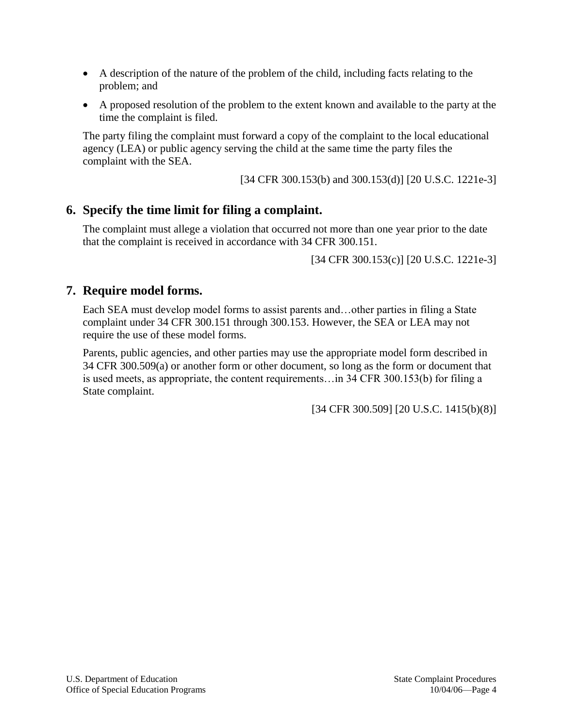- A description of the nature of the problem of the child, including facts relating to the problem; and
- A proposed resolution of the problem to the extent known and available to the party at the time the complaint is filed.

The party filing the complaint must forward a copy of the complaint to the local educational agency (LEA) or public agency serving the child at the same time the party files the complaint with the SEA.

[34 CFR 300.153(b) and 300.153(d)] [20 U.S.C. 1221e-3]

## 6. Specify the time limit for filing a complaint.

The complaint must allege a violation that occurred not more than one year prior to the date that the complaint is received in accordance with 34 CFR 300.151.

[34 CFR 300.153(c)] [20 U.S.C. 1221e-3]

## 7. Require model forms.

Each SEA must develop model forms to assist parents and…other parties in filing a State complaint under 34 CFR 300.151 through 300.153. However, the SEA or LEA may not require the use of these model forms.

Parents, public agencies, and other parties may use the appropriate model form described in 34 CFR 300.509(a) or another form or other document, so long as the form or document that is used meets, as appropriate, the content requirements…in 34 CFR 300.153(b) for filing a State complaint.

[34 CFR 300.509] [20 U.S.C. 1415(b)(8)]